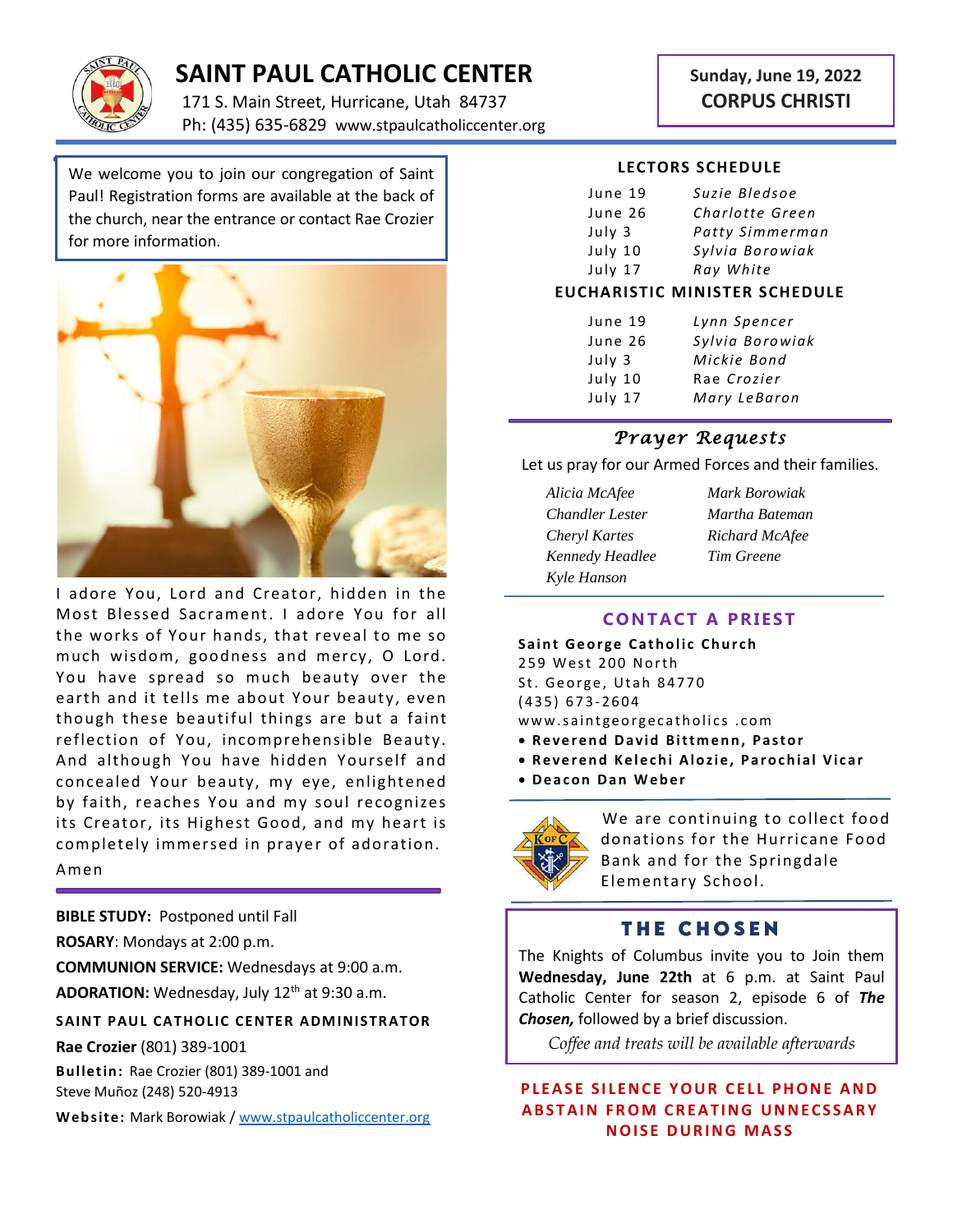# SAINT PAUL CATHOLIC CENTER

171 S. Main Street, Hurricane, Utah 84737
Ph: (435) 635-6829 www.stpaulcatholiccenter.org

**Sunday, June 19, 2022**
**CORPUS CHRISTI**

We welcome you to join our congregation of Saint Paul! Registration forms are available at the back of the church, near the entrance or contact Rae Crozier for more information.

I adore You, Lord and Creator, hidden in the Most Blessed Sacrament. I adore You for all the works of Your hands, that reveal to me so much wisdom, goodness and mercy, O Lord. You have spread so much beauty over the earth and it tells me about Your beauty, even though these beautiful things are but a faint reflection of You, incomprehensible Beauty. And although You have hidden Yourself and concealed Your beauty, my eye, enlightened by faith, reaches You and my soul recognizes its Creator, its Highest Good, and my heart is completely immersed in prayer of adoration. Amen

**BIBLE STUDY:** Postponed until Fall

**ROSARY**: Mondays at 2:00 p.m.

**COMMUNION SERVICE:** Wednesdays at 9:00 a.m.

**ADORATION:** Wednesday, July 12th at 9:30 a.m.

**SAINT PAUL CATHOLIC CENTER ADMINISTRATOR**

**Rae Crozier** (801) 389-1001

**Bulletin:** Rae Crozier (801) 389-1001 and Steve Muñoz (248) 520-4913

**Website:** Mark Borowiak / www.stpaulcatholiccenter.org

## LECTORS SCHEDULE

| | |
|---|---|
| June 19 | *Suzie Bledsoe* |
| June 26 | *Charlotte Green* |
| July 3 | *Patty Simmerman* |
| July 10 | *Sylvia Borowiak* |
| July 17 | *Ray White* |

## EUCHARISTIC MINISTER SCHEDULE

| | |
|---|---|
| June 19 | *Lynn Spencer* |
| June 26 | *Sylvia Borowiak* |
| July 3 | *Mickie Bond* |
| July 10 | Rae *Crozier* |
| July 17 | *Mary LeBaron* |

## *Prayer Requests*

Let us pray for our Armed Forces and their families.

*Alicia McAfee*
*Chandler Lester*
*Cheryl Kartes*
*Kennedy Headlee*
*Kyle Hanson*
*Mark Borowiak*
*Martha Bateman*
*Richard McAfee*
*Tim Greene*

## CONTACT A PRIEST

**Saint George Catholic Church**
259 West 200 North
St. George, Utah 84770
(435) 673-2604
www.saintgeorgecatholics .com

- **Reverend David Bittmenn, Pastor**
- **Reverend Kelechi Alozie, Parochial Vicar**
- **Deacon Dan Weber**

We are continuing to collect food donations for the Hurricane Food Bank and for the Springdale Elementary School.

## THE CHOSEN

The Knights of Columbus invite you to Join them **Wednesday, June 22th** at 6 p.m. at Saint Paul Catholic Center for season 2, episode 6 of ***The Chosen,*** followed by a brief discussion.

*Coffee and treats will be available afterwards*

**PLEASE SILENCE YOUR CELL PHONE AND ABSTAIN FROM CREATING UNNECSSARY NOISE DURING MASS**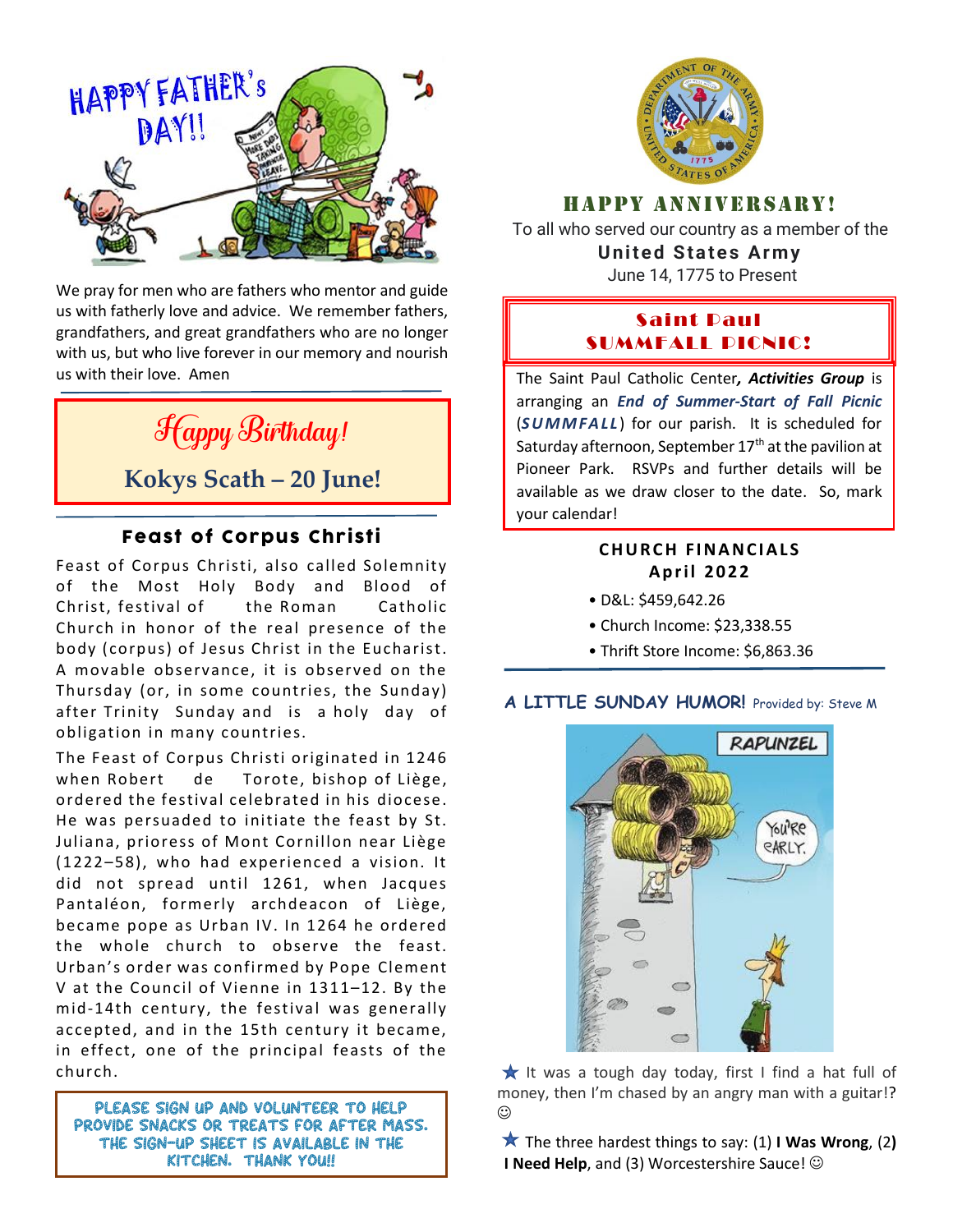We pray for men who are fathers who mentor and guide us with fatherly love and advice. We remember fathers, grandfathers, and great grandfathers who are no longer with us, but who live forever in our memory and nourish us with their love. Amen

## Happy Birthday!

**Kokys Scath – 20 June!**

## Feast of Corpus Christi

Feast of Corpus Christi, also called Solemnity of the Most Holy Body and Blood of Christ, festival of the Roman Catholic Church in honor of the real presence of the body (corpus) of Jesus Christ in the Eucharist. A movable observance, it is observed on the Thursday (or, in some countries, the Sunday) after Trinity Sunday and is a holy day of obligation in many countries.

The Feast of Corpus Christi originated in 1246 when Robert de Torote, bishop of Liège, ordered the festival celebrated in his diocese. He was persuaded to initiate the feast by St. Juliana, prioress of Mont Cornillon near Liège (1222–58), who had experienced a vision. It did not spread until 1261, when Jacques Pantaléon, formerly archdeacon of Liège, became pope as Urban IV. In 1264 he ordered the whole church to observe the feast. Urban's order was confirmed by Pope Clement V at the Council of Vienne in 1311–12. By the mid-14th century, the festival was generally accepted, and in the 15th century it became, in effect, one of the principal feasts of the church.

PLEASE SIGN UP AND VOLUNTEER TO HELP PROVIDE SNACKS OR TREATS FOR AFTER MASS. THE SIGN-UP SHEET IS AVAILABLE IN THE KITCHEN. THANK YOU!!

## HAPPY ANNIVERSARY!

To all who served our country as a member of the

**United States Army**

June 14, 1775 to Present

## Saint Paul SUMMFALL PICNIC!

The Saint Paul Catholic Center, ***Activities Group*** is arranging an ***End of Summer-Start of Fall Picnic*** (***SUMMFALL***) for our parish. It is scheduled for Saturday afternoon, September 17th at the pavilion at Pioneer Park. RSVPs and further details will be available as we draw closer to the date. So, mark your calendar!

## CHURCH FINANCIALS April 2022

- D&L: $459,642.26
- Church Income: $23,338.55
- Thrift Store Income: $6,863.36

## A LITTLE SUNDAY HUMOR! Provided by: Steve M

★ It was a tough day today, first I find a hat full of money, then I'm chased by an angry man with a guitar!? ☺

★ The three hardest things to say: (1) **I Was Wrong**, (2**) I Need Help**, and (3) Worcestershire Sauce! ☺